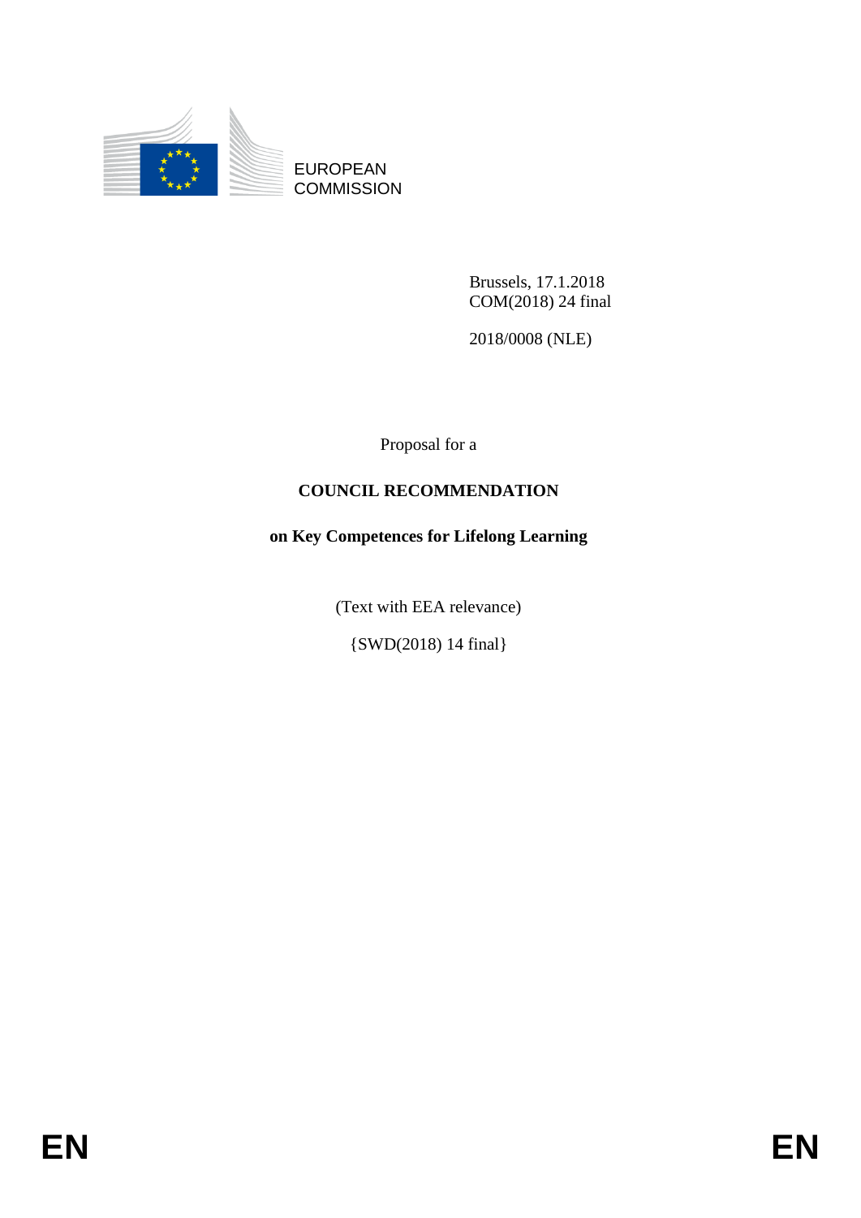EUROPEAN
COMMISSION

Brussels, 17.1.2018
COM(2018) 24 final

2018/0008 (NLE)

Proposal for a

**COUNCIL RECOMMENDATION**

**on Key Competences for Lifelong Learning**

(Text with EEA relevance)

{SWD(2018) 14 final}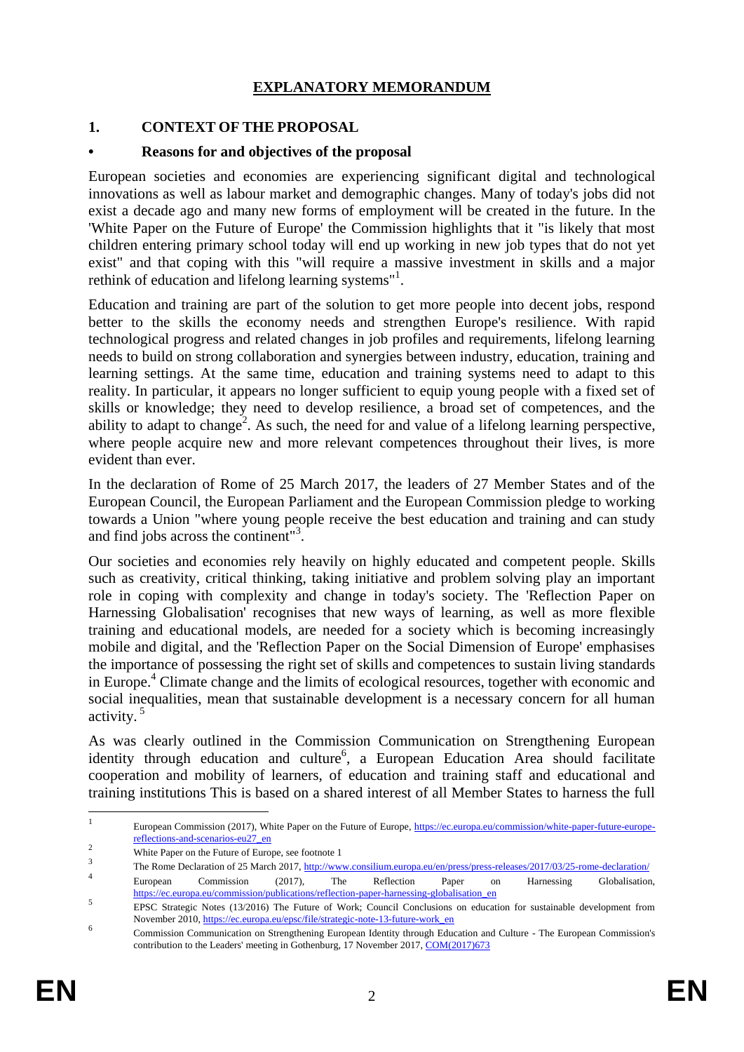# EXPLANATORY MEMORANDUM

## 1. CONTEXT OF THE PROPOSAL

### • Reasons for and objectives of the proposal

European societies and economies are experiencing significant digital and technological innovations as well as labour market and demographic changes. Many of today's jobs did not exist a decade ago and many new forms of employment will be created in the future. In the 'White Paper on the Future of Europe' the Commission highlights that it "is likely that most children entering primary school today will end up working in new job types that do not yet exist" and that coping with this "will require a massive investment in skills and a major rethink of education and lifelong learning systems"[1].

Education and training are part of the solution to get more people into decent jobs, respond better to the skills the economy needs and strengthen Europe's resilience. With rapid technological progress and related changes in job profiles and requirements, lifelong learning needs to build on strong collaboration and synergies between industry, education, training and learning settings. At the same time, education and training systems need to adapt to this reality. In particular, it appears no longer sufficient to equip young people with a fixed set of skills or knowledge; they need to develop resilience, a broad set of competences, and the ability to adapt to change[2]. As such, the need for and value of a lifelong learning perspective, where people acquire new and more relevant competences throughout their lives, is more evident than ever.

In the declaration of Rome of 25 March 2017, the leaders of 27 Member States and of the European Council, the European Parliament and the European Commission pledge to working towards a Union "where young people receive the best education and training and can study and find jobs across the continent"[3].

Our societies and economies rely heavily on highly educated and competent people. Skills such as creativity, critical thinking, taking initiative and problem solving play an important role in coping with complexity and change in today's society. The 'Reflection Paper on Harnessing Globalisation' recognises that new ways of learning, as well as more flexible training and educational models, are needed for a society which is becoming increasingly mobile and digital, and the 'Reflection Paper on the Social Dimension of Europe' emphasises the importance of possessing the right set of skills and competences to sustain living standards in Europe.[4] Climate change and the limits of ecological resources, together with economic and social inequalities, mean that sustainable development is a necessary concern for all human activity.[5]

As was clearly outlined in the Commission Communication on Strengthening European identity through education and culture[6], a European Education Area should facilitate cooperation and mobility of learners, of education and training staff and educational and training institutions This is based on a shared interest of all Member States to harness the full

---

[1] European Commission (2017), White Paper on the Future of Europe, https://ec.europa.eu/commission/white-paper-future-europe-reflections-and-scenarios-eu27_en

[2] White Paper on the Future of Europe, see footnote 1

[3] The Rome Declaration of 25 March 2017, http://www.consilium.europa.eu/en/press/press-releases/2017/03/25-rome-declaration/

[4] European Commission (2017), The Reflection Paper on Harnessing Globalisation, https://ec.europa.eu/commission/publications/reflection-paper-harnessing-globalisation_en

[5] EPSC Strategic Notes (13/2016) The Future of Work; Council Conclusions on education for sustainable development from November 2010, https://ec.europa.eu/epsc/file/strategic-note-13-future-work_en

[6] Commission Communication on Strengthening European Identity through Education and Culture - The European Commission's contribution to the Leaders' meeting in Gothenburg, 17 November 2017, COM(2017)673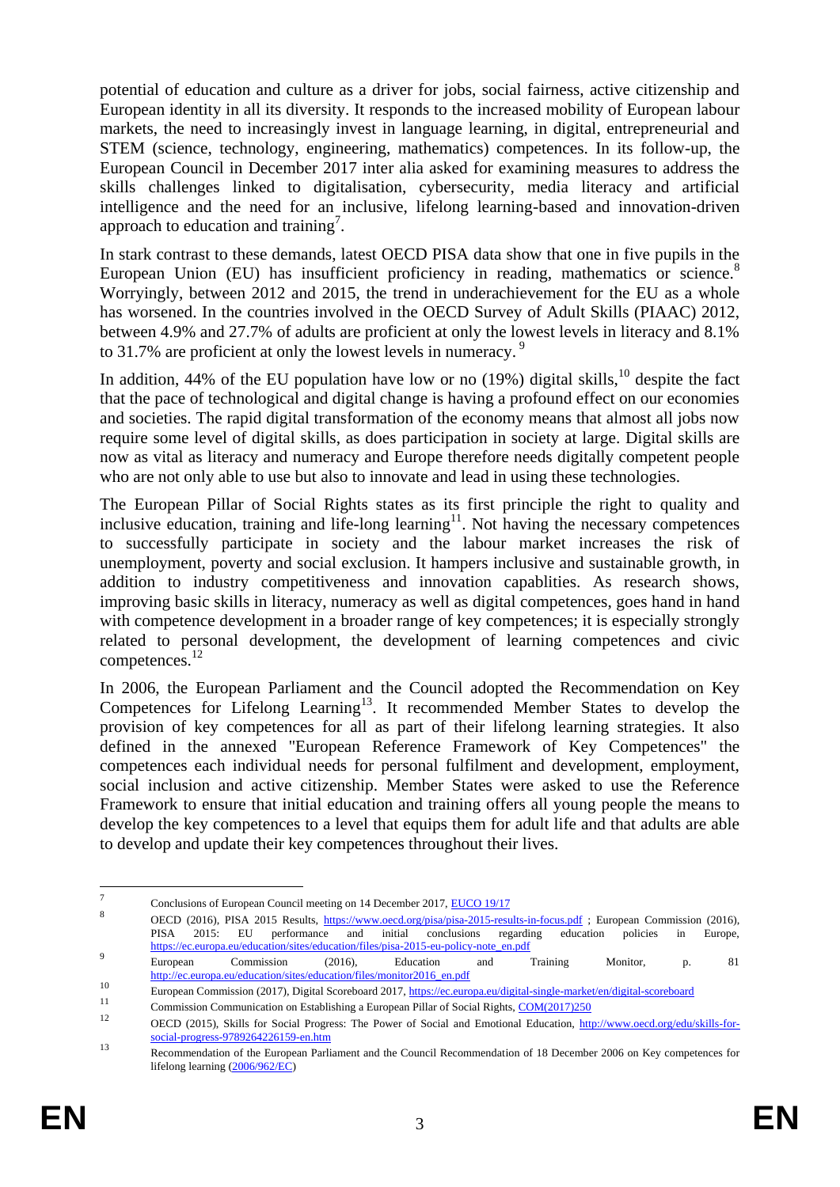potential of education and culture as a driver for jobs, social fairness, active citizenship and European identity in all its diversity. It responds to the increased mobility of European labour markets, the need to increasingly invest in language learning, in digital, entrepreneurial and STEM (science, technology, engineering, mathematics) competences. In its follow-up, the European Council in December 2017 inter alia asked for examining measures to address the skills challenges linked to digitalisation, cybersecurity, media literacy and artificial intelligence and the need for an inclusive, lifelong learning-based and innovation-driven approach to education and training[7].

In stark contrast to these demands, latest OECD PISA data show that one in five pupils in the European Union (EU) has insufficient proficiency in reading, mathematics or science.[8] Worryingly, between 2012 and 2015, the trend in underachievement for the EU as a whole has worsened. In the countries involved in the OECD Survey of Adult Skills (PIAAC) 2012, between 4.9% and 27.7% of adults are proficient at only the lowest levels in literacy and 8.1% to 31.7% are proficient at only the lowest levels in numeracy.[9]

In addition, 44% of the EU population have low or no (19%) digital skills,[10] despite the fact that the pace of technological and digital change is having a profound effect on our economies and societies. The rapid digital transformation of the economy means that almost all jobs now require some level of digital skills, as does participation in society at large. Digital skills are now as vital as literacy and numeracy and Europe therefore needs digitally competent people who are not only able to use but also to innovate and lead in using these technologies.

The European Pillar of Social Rights states as its first principle the right to quality and inclusive education, training and life-long learning[11]. Not having the necessary competences to successfully participate in society and the labour market increases the risk of unemployment, poverty and social exclusion. It hampers inclusive and sustainable growth, in addition to industry competitiveness and innovation capablities. As research shows, improving basic skills in literacy, numeracy as well as digital competences, goes hand in hand with competence development in a broader range of key competences; it is especially strongly related to personal development, the development of learning competences and civic competences.[12]

In 2006, the European Parliament and the Council adopted the Recommendation on Key Competences for Lifelong Learning[13]. It recommended Member States to develop the provision of key competences for all as part of their lifelong learning strategies. It also defined in the annexed "European Reference Framework of Key Competences" the competences each individual needs for personal fulfilment and development, employment, social inclusion and active citizenship. Member States were asked to use the Reference Framework to ensure that initial education and training offers all young people the means to develop the key competences to a level that equips them for adult life and that adults are able to develop and update their key competences throughout their lives.

---

[7] Conclusions of European Council meeting on 14 December 2017, EUCO 19/17

[8] OECD (2016), PISA 2015 Results, https://www.oecd.org/pisa/pisa-2015-results-in-focus.pdf ; European Commission (2016), PISA 2015: EU performance and initial conclusions regarding education policies in Europe, https://ec.europa.eu/education/sites/education/files/pisa-2015-eu-policy-note_en.pdf

[9] European Commission (2016), Education and Training Monitor, p. 81 http://ec.europa.eu/education/sites/education/files/monitor2016_en.pdf

[10] European Commission (2017), Digital Scoreboard 2017, https://ec.europa.eu/digital-single-market/en/digital-scoreboard

[11] Commission Communication on Establishing a European Pillar of Social Rights, COM(2017)250

[12] OECD (2015), Skills for Social Progress: The Power of Social and Emotional Education, http://www.oecd.org/edu/skills-for-social-progress-9789264226159-en.htm

[13] Recommendation of the European Parliament and the Council Recommendation of 18 December 2006 on Key competences for lifelong learning (2006/962/EC)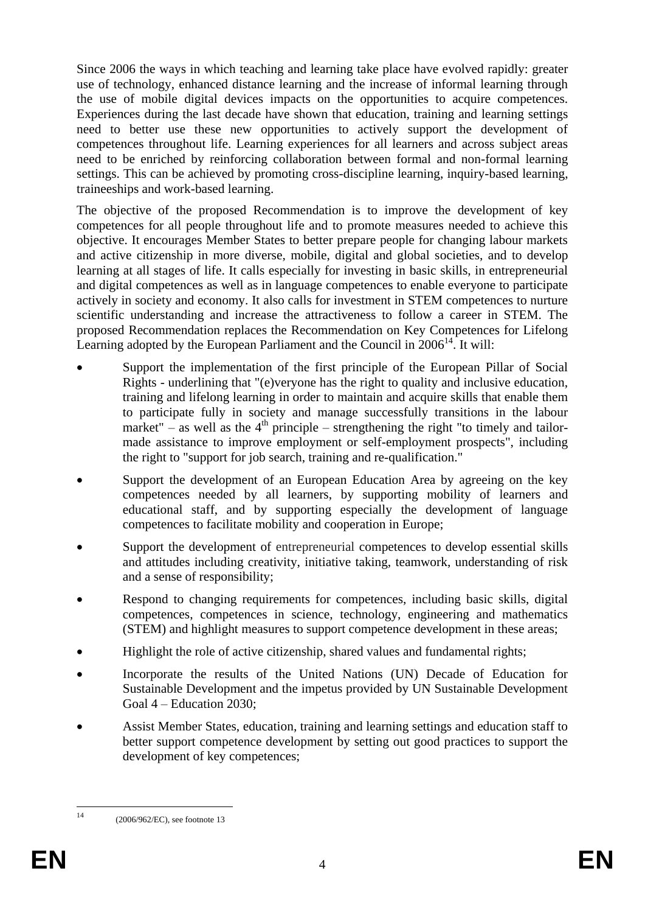Since 2006 the ways in which teaching and learning take place have evolved rapidly: greater use of technology, enhanced distance learning and the increase of informal learning through the use of mobile digital devices impacts on the opportunities to acquire competences. Experiences during the last decade have shown that education, training and learning settings need to better use these new opportunities to actively support the development of competences throughout life. Learning experiences for all learners and across subject areas need to be enriched by reinforcing collaboration between formal and non-formal learning settings. This can be achieved by promoting cross-discipline learning, inquiry-based learning, traineeships and work-based learning.

The objective of the proposed Recommendation is to improve the development of key competences for all people throughout life and to promote measures needed to achieve this objective. It encourages Member States to better prepare people for changing labour markets and active citizenship in more diverse, mobile, digital and global societies, and to develop learning at all stages of life. It calls especially for investing in basic skills, in entrepreneurial and digital competences as well as in language competences to enable everyone to participate actively in society and economy. It also calls for investment in STEM competences to nurture scientific understanding and increase the attractiveness to follow a career in STEM. The proposed Recommendation replaces the Recommendation on Key Competences for Lifelong Learning adopted by the European Parliament and the Council in 2006[14]. It will:

- Support the implementation of the first principle of the European Pillar of Social Rights - underlining that "(e)veryone has the right to quality and inclusive education, training and lifelong learning in order to maintain and acquire skills that enable them to participate fully in society and manage successfully transitions in the labour market" – as well as the 4th principle – strengthening the right "to timely and tailor-made assistance to improve employment or self-employment prospects", including the right to "support for job search, training and re-qualification."
- Support the development of an European Education Area by agreeing on the key competences needed by all learners, by supporting mobility of learners and educational staff, and by supporting especially the development of language competences to facilitate mobility and cooperation in Europe;
- Support the development of entrepreneurial competences to develop essential skills and attitudes including creativity, initiative taking, teamwork, understanding of risk and a sense of responsibility;
- Respond to changing requirements for competences, including basic skills, digital competences, competences in science, technology, engineering and mathematics (STEM) and highlight measures to support competence development in these areas;
- Highlight the role of active citizenship, shared values and fundamental rights;
- Incorporate the results of the United Nations (UN) Decade of Education for Sustainable Development and the impetus provided by UN Sustainable Development Goal 4 – Education 2030;
- Assist Member States, education, training and learning settings and education staff to better support competence development by setting out good practices to support the development of key competences;

[14] (2006/962/EC), see footnote 13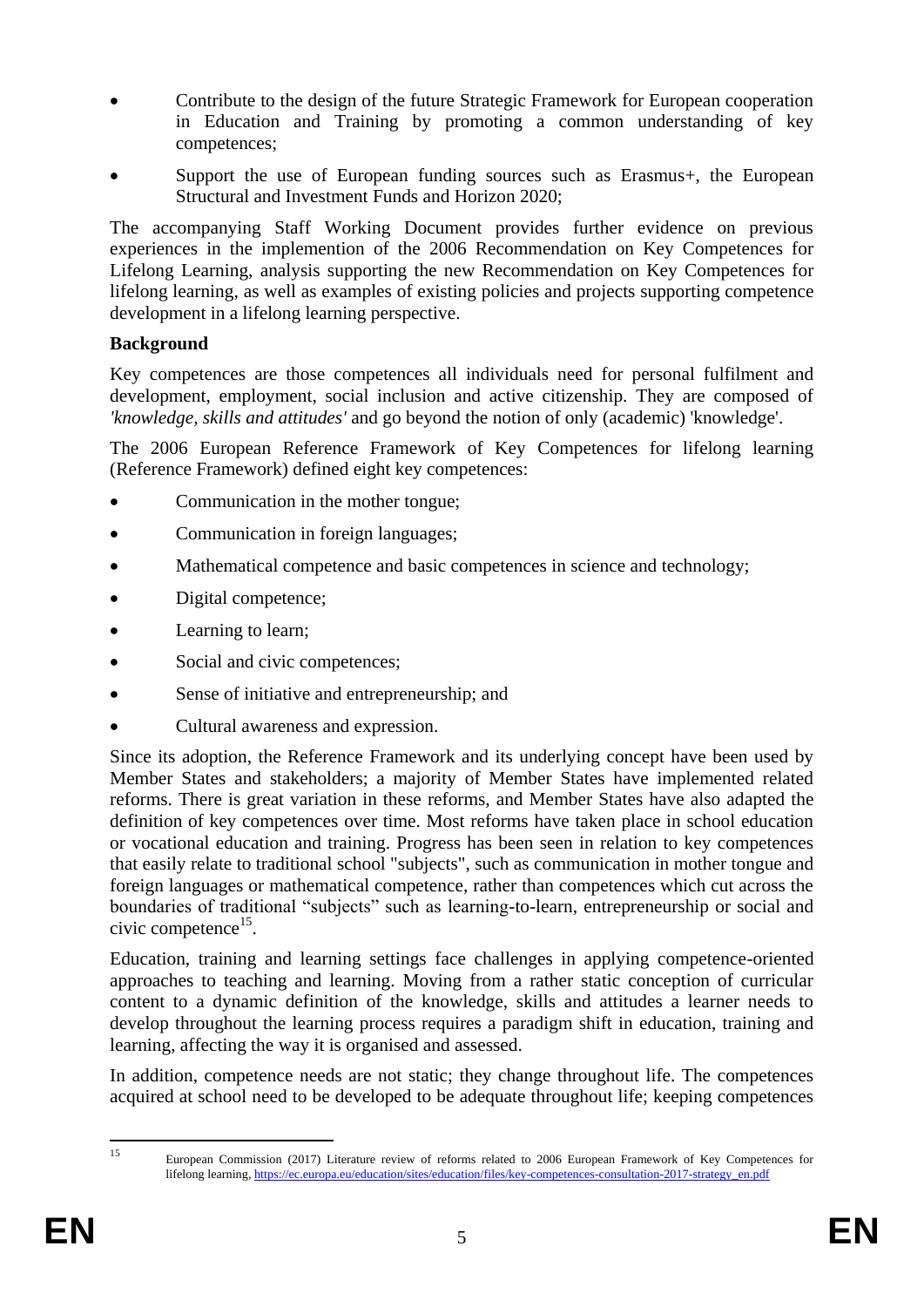- Contribute to the design of the future Strategic Framework for European cooperation in Education and Training by promoting a common understanding of key competences;
- Support the use of European funding sources such as Erasmus+, the European Structural and Investment Funds and Horizon 2020;

The accompanying Staff Working Document provides further evidence on previous experiences in the implemention of the 2006 Recommendation on Key Competences for Lifelong Learning, analysis supporting the new Recommendation on Key Competences for lifelong learning, as well as examples of existing policies and projects supporting competence development in a lifelong learning perspective.

**Background**

Key competences are those competences all individuals need for personal fulfilment and development, employment, social inclusion and active citizenship. They are composed of *'knowledge, skills and attitudes'* and go beyond the notion of only (academic) 'knowledge'.

The 2006 European Reference Framework of Key Competences for lifelong learning (Reference Framework) defined eight key competences:

- Communication in the mother tongue;
- Communication in foreign languages;
- Mathematical competence and basic competences in science and technology;
- Digital competence;
- Learning to learn;
- Social and civic competences;
- Sense of initiative and entrepreneurship; and
- Cultural awareness and expression.

Since its adoption, the Reference Framework and its underlying concept have been used by Member States and stakeholders; a majority of Member States have implemented related reforms. There is great variation in these reforms, and Member States have also adapted the definition of key competences over time. Most reforms have taken place in school education or vocational education and training. Progress has been seen in relation to key competences that easily relate to traditional school "subjects", such as communication in mother tongue and foreign languages or mathematical competence, rather than competences which cut across the boundaries of traditional “subjects” such as learning-to-learn, entrepreneurship or social and civic competence[15].

Education, training and learning settings face challenges in applying competence-oriented approaches to teaching and learning. Moving from a rather static conception of curricular content to a dynamic definition of the knowledge, skills and attitudes a learner needs to develop throughout the learning process requires a paradigm shift in education, training and learning, affecting the way it is organised and assessed.

In addition, competence needs are not static; they change throughout life. The competences acquired at school need to be developed to be adequate throughout life; keeping competences

---

[15] European Commission (2017) Literature review of reforms related to 2006 European Framework of Key Competences for lifelong learning, https://ec.europa.eu/education/sites/education/files/key-competences-consultation-2017-strategy_en.pdf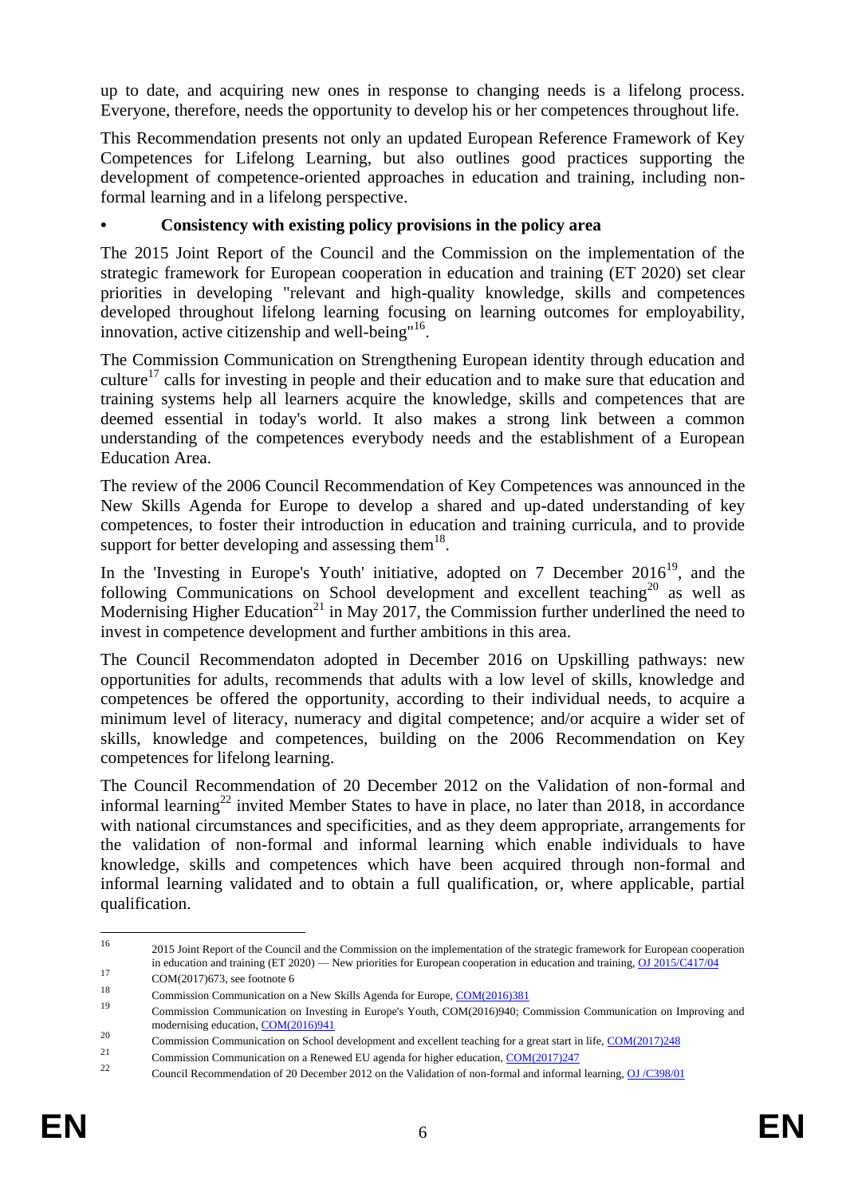up to date, and acquiring new ones in response to changing needs is a lifelong process. Everyone, therefore, needs the opportunity to develop his or her competences throughout life.

This Recommendation presents not only an updated European Reference Framework of Key Competences for Lifelong Learning, but also outlines good practices supporting the development of competence-oriented approaches in education and training, including non-formal learning and in a lifelong perspective.

- **Consistency with existing policy provisions in the policy area**

The 2015 Joint Report of the Council and the Commission on the implementation of the strategic framework for European cooperation in education and training (ET 2020) set clear priorities in developing "relevant and high-quality knowledge, skills and competences developed throughout lifelong learning focusing on learning outcomes for employability, innovation, active citizenship and well-being"[16].

The Commission Communication on Strengthening European identity through education and culture[17] calls for investing in people and their education and to make sure that education and training systems help all learners acquire the knowledge, skills and competences that are deemed essential in today's world. It also makes a strong link between a common understanding of the competences everybody needs and the establishment of a European Education Area.

The review of the 2006 Council Recommendation of Key Competences was announced in the New Skills Agenda for Europe to develop a shared and up-dated understanding of key competences, to foster their introduction in education and training curricula, and to provide support for better developing and assessing them[18].

In the 'Investing in Europe's Youth' initiative, adopted on 7 December 2016[19], and the following Communications on School development and excellent teaching[20] as well as Modernising Higher Education[21] in May 2017, the Commission further underlined the need to invest in competence development and further ambitions in this area.

The Council Recommendaton adopted in December 2016 on Upskilling pathways: new opportunities for adults, recommends that adults with a low level of skills, knowledge and competences be offered the opportunity, according to their individual needs, to acquire a minimum level of literacy, numeracy and digital competence; and/or acquire a wider set of skills, knowledge and competences, building on the 2006 Recommendation on Key competences for lifelong learning.

The Council Recommendation of 20 December 2012 on the Validation of non-formal and informal learning[22] invited Member States to have in place, no later than 2018, in accordance with national circumstances and specificities, and as they deem appropriate, arrangements for the validation of non-formal and informal learning which enable individuals to have knowledge, skills and competences which have been acquired through non-formal and informal learning validated and to obtain a full qualification, or, where applicable, partial qualification.

---

[16] 2015 Joint Report of the Council and the Commission on the implementation of the strategic framework for European cooperation in education and training (ET 2020) — New priorities for European cooperation in education and training, OJ 2015/C417/04

[17] COM(2017)673, see footnote 6

[18] Commission Communication on a New Skills Agenda for Europe, COM(2016)381

[19] Commission Communication on Investing in Europe's Youth, COM(2016)940; Commission Communication on Improving and modernising education, COM(2016)941

[20] Commission Communication on School development and excellent teaching for a great start in life, COM(2017)248

[21] Commission Communication on a Renewed EU agenda for higher education, COM(2017)247

[22] Council Recommendation of 20 December 2012 on the Validation of non-formal and informal learning, OJ /C398/01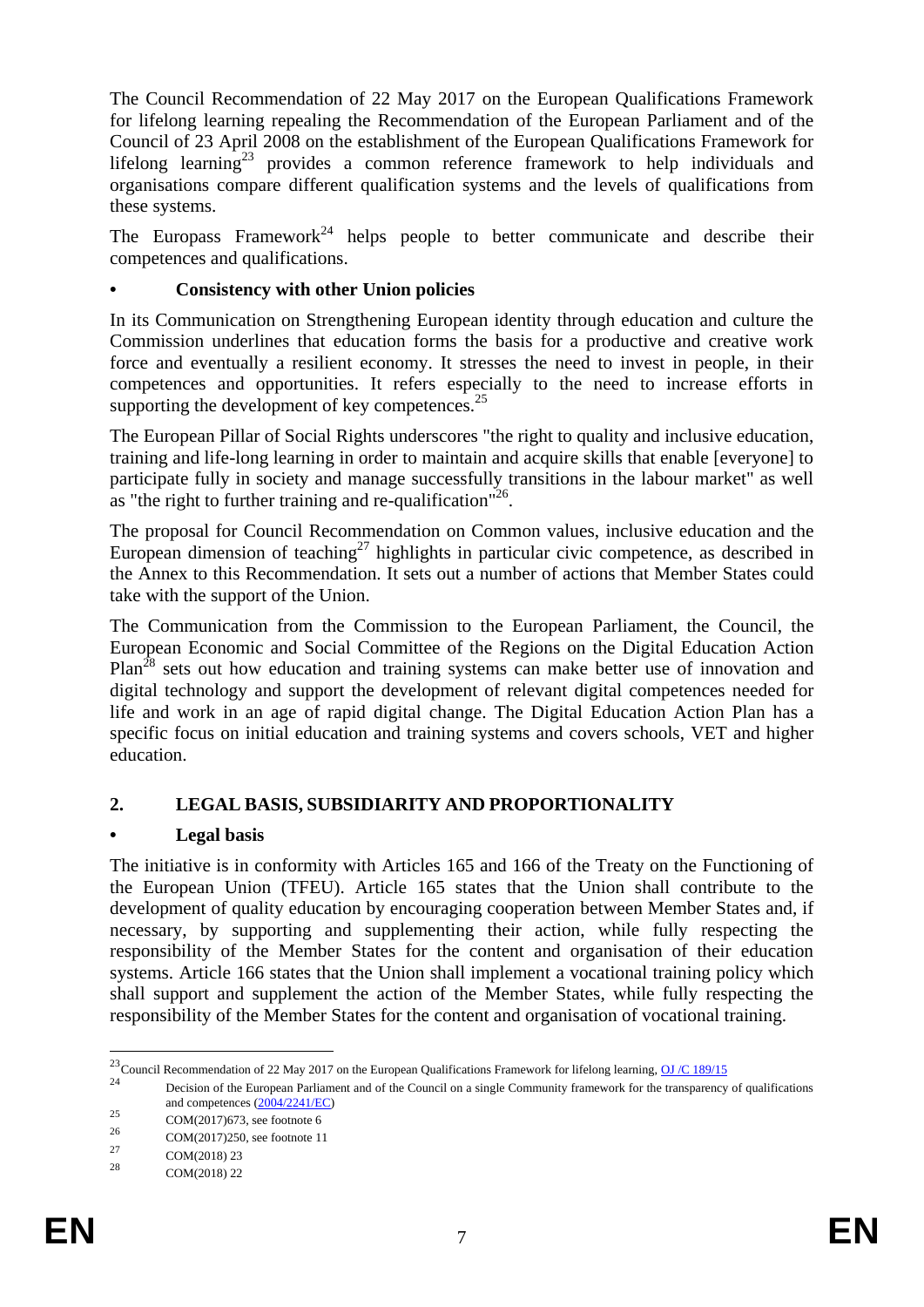The Council Recommendation of 22 May 2017 on the European Qualifications Framework for lifelong learning repealing the Recommendation of the European Parliament and of the Council of 23 April 2008 on the establishment of the European Qualifications Framework for lifelong learning[23] provides a common reference framework to help individuals and organisations compare different qualification systems and the levels of qualifications from these systems.

The Europass Framework[24] helps people to better communicate and describe their competences and qualifications.

- **Consistency with other Union policies**

In its Communication on Strengthening European identity through education and culture the Commission underlines that education forms the basis for a productive and creative work force and eventually a resilient economy. It stresses the need to invest in people, in their competences and opportunities. It refers especially to the need to increase efforts in supporting the development of key competences.[25]

The European Pillar of Social Rights underscores "the right to quality and inclusive education, training and life-long learning in order to maintain and acquire skills that enable [everyone] to participate fully in society and manage successfully transitions in the labour market" as well as "the right to further training and re-qualification"[26].

The proposal for Council Recommendation on Common values, inclusive education and the European dimension of teaching[27] highlights in particular civic competence, as described in the Annex to this Recommendation. It sets out a number of actions that Member States could take with the support of the Union.

The Communication from the Commission to the European Parliament, the Council, the European Economic and Social Committee of the Regions on the Digital Education Action Plan[28] sets out how education and training systems can make better use of innovation and digital technology and support the development of relevant digital competences needed for life and work in an age of rapid digital change. The Digital Education Action Plan has a specific focus on initial education and training systems and covers schools, VET and higher education.

## 2. LEGAL BASIS, SUBSIDIARITY AND PROPORTIONALITY

- **Legal basis**

The initiative is in conformity with Articles 165 and 166 of the Treaty on the Functioning of the European Union (TFEU). Article 165 states that the Union shall contribute to the development of quality education by encouraging cooperation between Member States and, if necessary, by supporting and supplementing their action, while fully respecting the responsibility of the Member States for the content and organisation of their education systems. Article 166 states that the Union shall implement a vocational training policy which shall support and supplement the action of the Member States, while fully respecting the responsibility of the Member States for the content and organisation of vocational training.

---

[23] Council Recommendation of 22 May 2017 on the European Qualifications Framework for lifelong learning, OJ /C 189/15

[24] Decision of the European Parliament and of the Council on a single Community framework for the transparency of qualifications and competences (2004/2241/EC)

[25] COM(2017)673, see footnote 6

[26] COM(2017)250, see footnote 11

[27] COM(2018) 23

[28] COM(2018) 22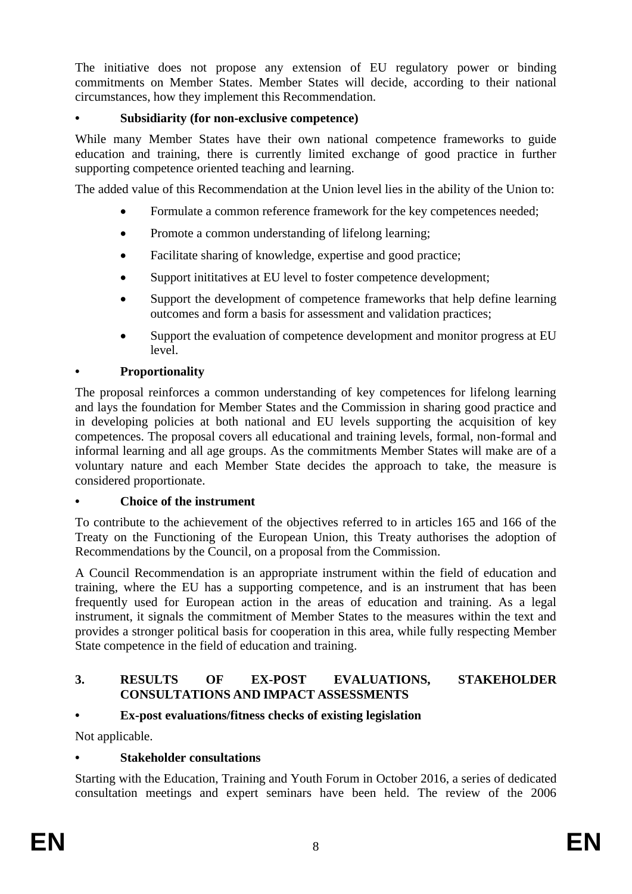The initiative does not propose any extension of EU regulatory power or binding commitments on Member States. Member States will decide, according to their national circumstances, how they implement this Recommendation.

- **Subsidiarity (for non-exclusive competence)**

While many Member States have their own national competence frameworks to guide education and training, there is currently limited exchange of good practice in further supporting competence oriented teaching and learning.

The added value of this Recommendation at the Union level lies in the ability of the Union to:

- Formulate a common reference framework for the key competences needed;
- Promote a common understanding of lifelong learning;
- Facilitate sharing of knowledge, expertise and good practice;
- Support inititatives at EU level to foster competence development;
- Support the development of competence frameworks that help define learning outcomes and form a basis for assessment and validation practices;
- Support the evaluation of competence development and monitor progress at EU level.

- **Proportionality**

The proposal reinforces a common understanding of key competences for lifelong learning and lays the foundation for Member States and the Commission in sharing good practice and in developing policies at both national and EU levels supporting the acquisition of key competences. The proposal covers all educational and training levels, formal, non-formal and informal learning and all age groups. As the commitments Member States will make are of a voluntary nature and each Member State decides the approach to take, the measure is considered proportionate.

- **Choice of the instrument**

To contribute to the achievement of the objectives referred to in articles 165 and 166 of the Treaty on the Functioning of the European Union, this Treaty authorises the adoption of Recommendations by the Council, on a proposal from the Commission.

A Council Recommendation is an appropriate instrument within the field of education and training, where the EU has a supporting competence, and is an instrument that has been frequently used for European action in the areas of education and training. As a legal instrument, it signals the commitment of Member States to the measures within the text and provides a stronger political basis for cooperation in this area, while fully respecting Member State competence in the field of education and training.

## 3. RESULTS OF EX-POST EVALUATIONS, STAKEHOLDER CONSULTATIONS AND IMPACT ASSESSMENTS

- **Ex-post evaluations/fitness checks of existing legislation**

Not applicable.

- **Stakeholder consultations**

Starting with the Education, Training and Youth Forum in October 2016, a series of dedicated consultation meetings and expert seminars have been held. The review of the 2006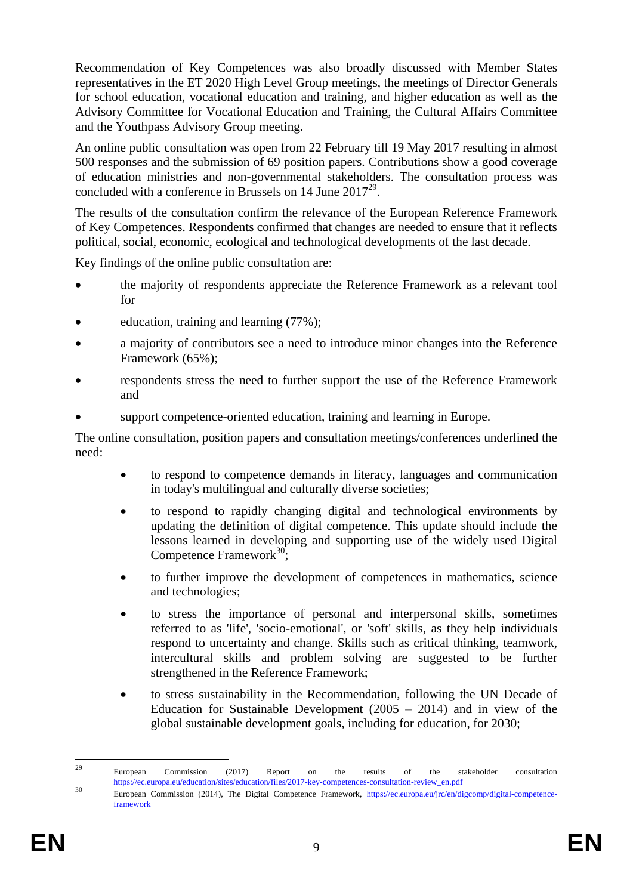Recommendation of Key Competences was also broadly discussed with Member States representatives in the ET 2020 High Level Group meetings, the meetings of Director Generals for school education, vocational education and training, and higher education as well as the Advisory Committee for Vocational Education and Training, the Cultural Affairs Committee and the Youthpass Advisory Group meeting.

An online public consultation was open from 22 February till 19 May 2017 resulting in almost 500 responses and the submission of 69 position papers. Contributions show a good coverage of education ministries and non-governmental stakeholders. The consultation process was concluded with a conference in Brussels on 14 June 2017[29].

The results of the consultation confirm the relevance of the European Reference Framework of Key Competences. Respondents confirmed that changes are needed to ensure that it reflects political, social, economic, ecological and technological developments of the last decade.

Key findings of the online public consultation are:

- the majority of respondents appreciate the Reference Framework as a relevant tool for
- education, training and learning (77%);
- a majority of contributors see a need to introduce minor changes into the Reference Framework (65%);
- respondents stress the need to further support the use of the Reference Framework and
- support competence-oriented education, training and learning in Europe.

The online consultation, position papers and consultation meetings/conferences underlined the need:

- to respond to competence demands in literacy, languages and communication in today's multilingual and culturally diverse societies;
- to respond to rapidly changing digital and technological environments by updating the definition of digital competence. This update should include the lessons learned in developing and supporting use of the widely used Digital Competence Framework[30];
- to further improve the development of competences in mathematics, science and technologies;
- to stress the importance of personal and interpersonal skills, sometimes referred to as 'life', 'socio-emotional', or 'soft' skills, as they help individuals respond to uncertainty and change. Skills such as critical thinking, teamwork, intercultural skills and problem solving are suggested to be further strengthened in the Reference Framework;
- to stress sustainability in the Recommendation, following the UN Decade of Education for Sustainable Development (2005 – 2014) and in view of the global sustainable development goals, including for education, for 2030;

---

[29] European Commission (2017) Report on the results of the stakeholder consultation https://ec.europa.eu/education/sites/education/files/2017-key-competences-consultation-review_en.pdf

[30] European Commission (2014), The Digital Competence Framework, https://ec.europa.eu/jrc/en/digcomp/digital-competence-framework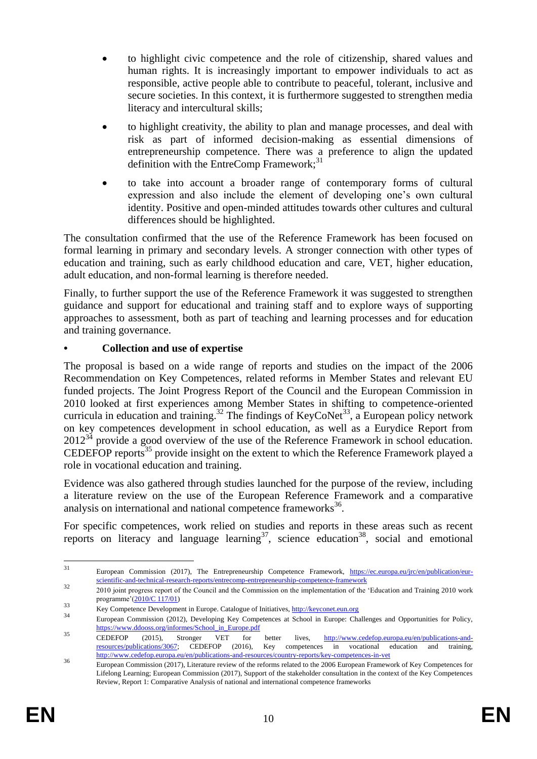- to highlight civic competence and the role of citizenship, shared values and human rights. It is increasingly important to empower individuals to act as responsible, active people able to contribute to peaceful, tolerant, inclusive and secure societies. In this context, it is furthermore suggested to strengthen media literacy and intercultural skills;
- to highlight creativity, the ability to plan and manage processes, and deal with risk as part of informed decision-making as essential dimensions of entrepreneurship competence. There was a preference to align the updated definition with the EntreComp Framework;[31]
- to take into account a broader range of contemporary forms of cultural expression and also include the element of developing one's own cultural identity. Positive and open-minded attitudes towards other cultures and cultural differences should be highlighted.

The consultation confirmed that the use of the Reference Framework has been focused on formal learning in primary and secondary levels. A stronger connection with other types of education and training, such as early childhood education and care, VET, higher education, adult education, and non-formal learning is therefore needed.

Finally, to further support the use of the Reference Framework it was suggested to strengthen guidance and support for educational and training staff and to explore ways of supporting approaches to assessment, both as part of teaching and learning processes and for education and training governance.

- **Collection and use of expertise**

The proposal is based on a wide range of reports and studies on the impact of the 2006 Recommendation on Key Competences, related reforms in Member States and relevant EU funded projects. The Joint Progress Report of the Council and the European Commission in 2010 looked at first experiences among Member States in shifting to competence-oriented curricula in education and training.[32] The findings of KeyCoNet[33], a European policy network on key competences development in school education, as well as a Eurydice Report from 2012[34] provide a good overview of the use of the Reference Framework in school education. CEDEFOP reports[35] provide insight on the extent to which the Reference Framework played a role in vocational education and training.

Evidence was also gathered through studies launched for the purpose of the review, including a literature review on the use of the European Reference Framework and a comparative analysis on international and national competence frameworks[36].

For specific competences, work relied on studies and reports in these areas such as recent reports on literacy and language learning[37], science education[38], social and emotional

---

[31] European Commission (2017), The Entrepreneurship Competence Framework, https://ec.europa.eu/jrc/en/publication/eur-scientific-and-technical-research-reports/entrecomp-entrepreneurship-competence-framework

[32] 2010 joint progress report of the Council and the Commission on the implementation of the 'Education and Training 2010 work programme'(2010/C 117/01)

[33] Key Competence Development in Europe. Catalogue of Initiatives, http://keyconet.eun.org

[34] European Commission (2012), Developing Key Competences at School in Europe: Challenges and Opportunities for Policy, https://www.ddooss.org/informes/School_in_Europe.pdf

[35] CEDEFOP (2015), Stronger VET for better lives, http://www.cedefop.europa.eu/en/publications-and-resources/publications/3067; CEDEFOP (2016), Key competences in vocational education and training, http://www.cedefop.europa.eu/en/publications-and-resources/country-reports/key-competences-in-vet

[36] European Commission (2017), Literature review of the reforms related to the 2006 European Framework of Key Competences for Lifelong Learning; European Commission (2017), Support of the stakeholder consultation in the context of the Key Competences Review, Report 1: Comparative Analysis of national and international competence frameworks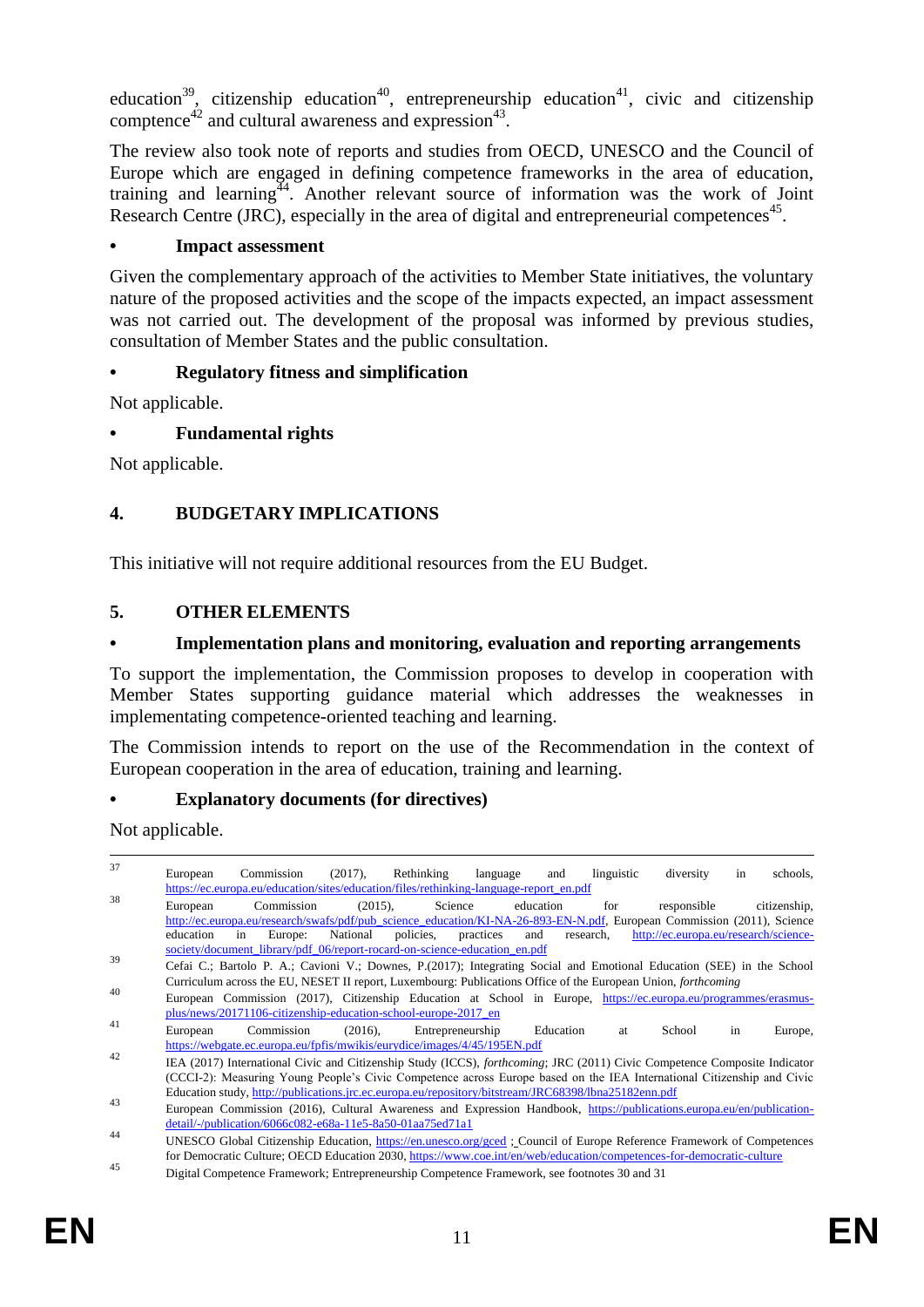education[39], citizenship education[40], entrepreneurship education[41], civic and citizenship comptence[42] and cultural awareness and expression[43].

The review also took note of reports and studies from OECD, UNESCO and the Council of Europe which are engaged in defining competence frameworks in the area of education, training and learning[44]. Another relevant source of information was the work of Joint Research Centre (JRC), especially in the area of digital and entrepreneurial competences[45].

- **Impact assessment**

Given the complementary approach of the activities to Member State initiatives, the voluntary nature of the proposed activities and the scope of the impacts expected, an impact assessment was not carried out. The development of the proposal was informed by previous studies, consultation of Member States and the public consultation.

- **Regulatory fitness and simplification**

Not applicable.

- **Fundamental rights**

Not applicable.

## 4. BUDGETARY IMPLICATIONS

This initiative will not require additional resources from the EU Budget.

## 5. OTHER ELEMENTS

- **Implementation plans and monitoring, evaluation and reporting arrangements**

To support the implementation, the Commission proposes to develop in cooperation with Member States supporting guidance material which addresses the weaknesses in implementating competence-oriented teaching and learning.

The Commission intends to report on the use of the Recommendation in the context of European cooperation in the area of education, training and learning.

- **Explanatory documents (for directives)**

Not applicable.

---

[37] European Commission (2017), Rethinking language and linguistic diversity in schools, https://ec.europa.eu/education/sites/education/files/rethinking-language-report_en.pdf

[38] European Commission (2015), Science education for responsible citizenship, http://ec.europa.eu/research/swafs/pdf/pub_science_education/KI-NA-26-893-EN-N.pdf, European Commission (2011), Science education in Europe: National policies, practices and research, http://ec.europa.eu/research/science-society/document_library/pdf_06/report-rocard-on-science-education_en.pdf

[39] Cefai C.; Bartolo P. A.; Cavioni V.; Downes, P.(2017); Integrating Social and Emotional Education (SEE) in the School Curriculum across the EU, NESET II report, Luxembourg: Publications Office of the European Union, *forthcoming*

[40] European Commission (2017), Citizenship Education at School in Europe, https://ec.europa.eu/programmes/erasmus-plus/news/20171106-citizenship-education-school-europe-2017_en

[41] European Commission (2016), Entrepreneurship Education at School in Europe, https://webgate.ec.europa.eu/fpfis/mwikis/eurydice/images/4/45/195EN.pdf

[42] IEA (2017) International Civic and Citizenship Study (ICCS), *forthcoming*; JRC (2011) Civic Competence Composite Indicator (CCCI-2): Measuring Young People's Civic Competence across Europe based on the IEA International Citizenship and Civic Education study, http://publications.jrc.ec.europa.eu/repository/bitstream/JRC68398/lbna25182enn.pdf

[43] European Commission (2016), Cultural Awareness and Expression Handbook, https://publications.europa.eu/en/publication-detail/-/publication/6066c082-e68a-11e5-8a50-01aa75ed71a1

[44] UNESCO Global Citizenship Education, https://en.unesco.org/gced ; Council of Europe Reference Framework of Competences for Democratic Culture; OECD Education 2030, https://www.coe.int/en/web/education/competences-for-democratic-culture

[45] Digital Competence Framework; Entrepreneurship Competence Framework, see footnotes 30 and 31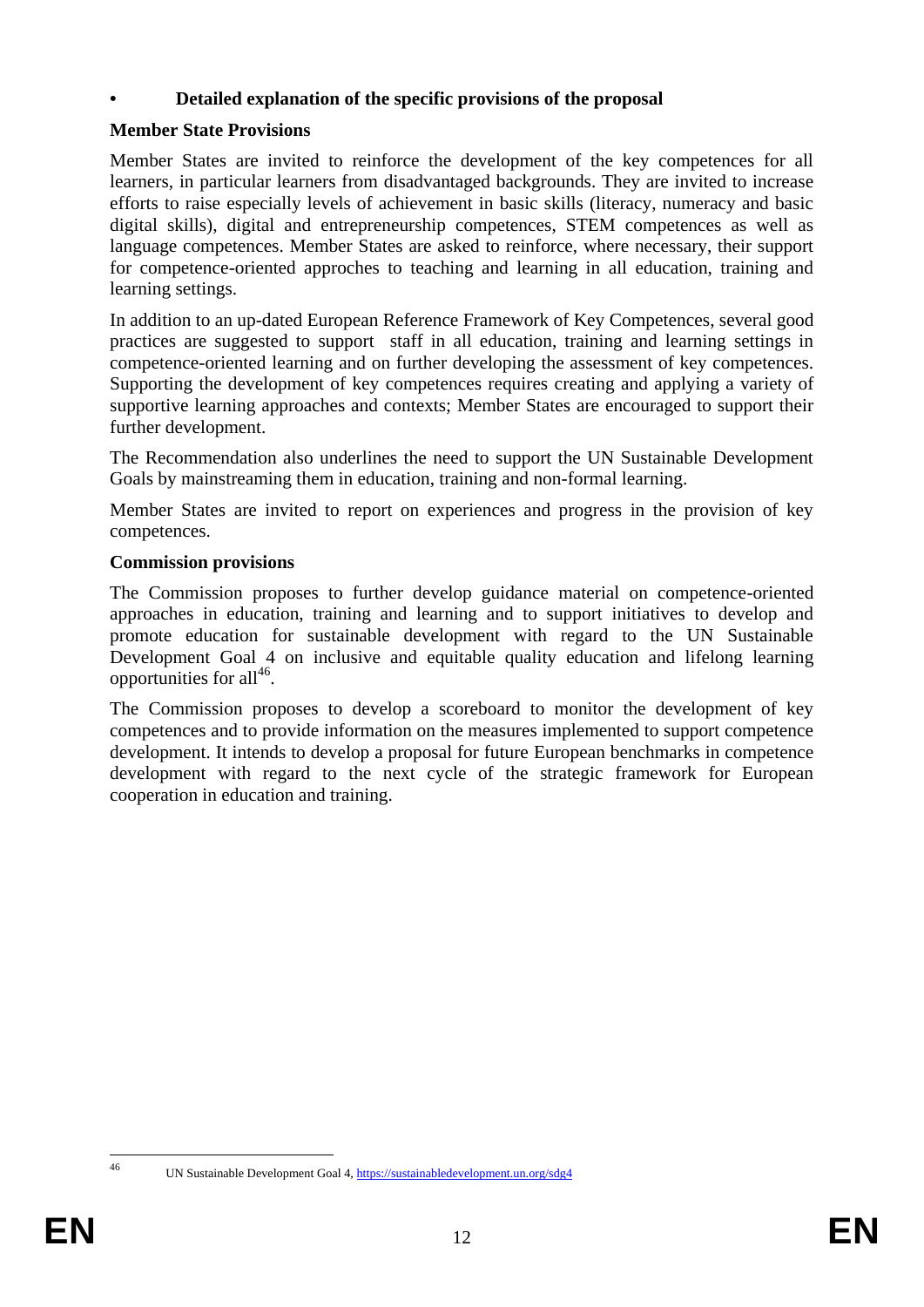- **Detailed explanation of the specific provisions of the proposal**

**Member State Provisions**

Member States are invited to reinforce the development of the key competences for all learners, in particular learners from disadvantaged backgrounds. They are invited to increase efforts to raise especially levels of achievement in basic skills (literacy, numeracy and basic digital skills), digital and entrepreneurship competences, STEM competences as well as language competences. Member States are asked to reinforce, where necessary, their support for competence-oriented approches to teaching and learning in all education, training and learning settings.

In addition to an up-dated European Reference Framework of Key Competences, several good practices are suggested to support staff in all education, training and learning settings in competence-oriented learning and on further developing the assessment of key competences. Supporting the development of key competences requires creating and applying a variety of supportive learning approaches and contexts; Member States are encouraged to support their further development.

The Recommendation also underlines the need to support the UN Sustainable Development Goals by mainstreaming them in education, training and non-formal learning.

Member States are invited to report on experiences and progress in the provision of key competences.

**Commission provisions**

The Commission proposes to further develop guidance material on competence-oriented approaches in education, training and learning and to support initiatives to develop and promote education for sustainable development with regard to the UN Sustainable Development Goal 4 on inclusive and equitable quality education and lifelong learning opportunities for all[46].

The Commission proposes to develop a scoreboard to monitor the development of key competences and to provide information on the measures implemented to support competence development. It intends to develop a proposal for future European benchmarks in competence development with regard to the next cycle of the strategic framework for European cooperation in education and training.

---

[46] UN Sustainable Development Goal 4, https://sustainabledevelopment.un.org/sdg4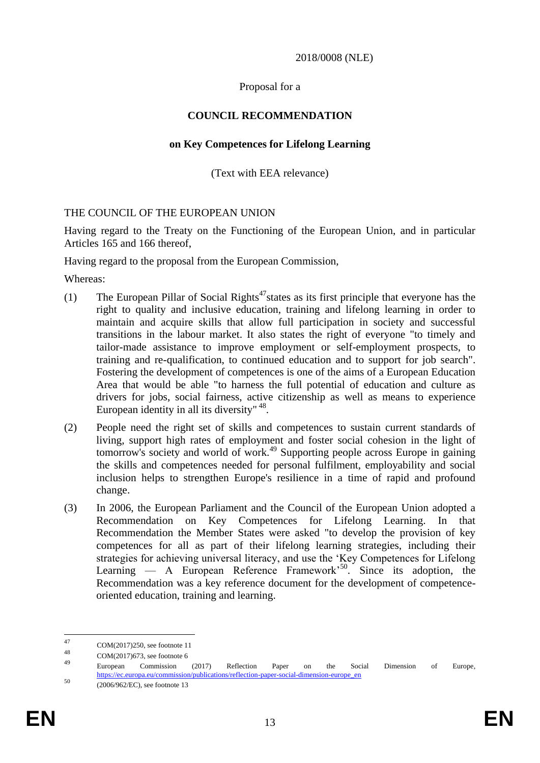2018/0008 (NLE)

Proposal for a

**COUNCIL RECOMMENDATION**

**on Key Competences for Lifelong Learning**

(Text with EEA relevance)

THE COUNCIL OF THE EUROPEAN UNION

Having regard to the Treaty on the Functioning of the European Union, and in particular Articles 165 and 166 thereof,

Having regard to the proposal from the European Commission,

Whereas:

(1) The European Pillar of Social Rights[47] states as its first principle that everyone has the right to quality and inclusive education, training and lifelong learning in order to maintain and acquire skills that allow full participation in society and successful transitions in the labour market. It also states the right of everyone "to timely and tailor-made assistance to improve employment or self-employment prospects, to training and re-qualification, to continued education and to support for job search". Fostering the development of competences is one of the aims of a European Education Area that would be able "to harness the full potential of education and culture as drivers for jobs, social fairness, active citizenship as well as means to experience European identity in all its diversity"[48].

(2) People need the right set of skills and competences to sustain current standards of living, support high rates of employment and foster social cohesion in the light of tomorrow's society and world of work.[49] Supporting people across Europe in gaining the skills and competences needed for personal fulfilment, employability and social inclusion helps to strengthen Europe's resilience in a time of rapid and profound change.

(3) In 2006, the European Parliament and the Council of the European Union adopted a Recommendation on Key Competences for Lifelong Learning. In that Recommendation the Member States were asked "to develop the provision of key competences for all as part of their lifelong learning strategies, including their strategies for achieving universal literacy, and use the 'Key Competences for Lifelong Learning — A European Reference Framework'[50]. Since its adoption, the Recommendation was a key reference document for the development of competence-oriented education, training and learning.

---

[47] COM(2017)250, see footnote 11

[48] COM(2017)673, see footnote 6

[49] European Commission (2017) Reflection Paper on the Social Dimension of Europe, https://ec.europa.eu/commission/publications/reflection-paper-social-dimension-europe_en

[50] (2006/962/EC), see footnote 13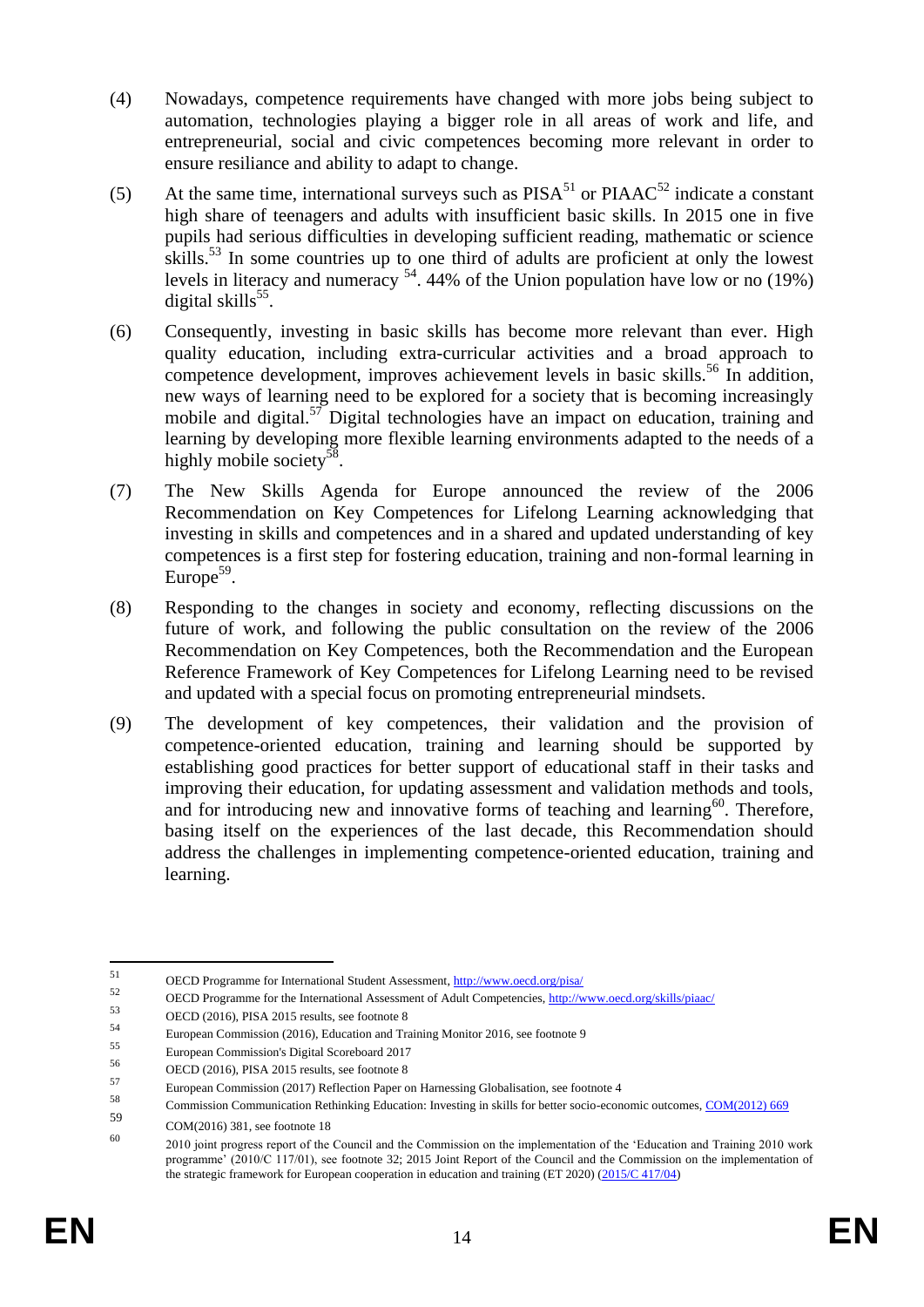(4) Nowadays, competence requirements have changed with more jobs being subject to automation, technologies playing a bigger role in all areas of work and life, and entrepreneurial, social and civic competences becoming more relevant in order to ensure resiliance and ability to adapt to change.

(5) At the same time, international surveys such as PISA[51] or PIAAC[52] indicate a constant high share of teenagers and adults with insufficient basic skills. In 2015 one in five pupils had serious difficulties in developing sufficient reading, mathematic or science skills.[53] In some countries up to one third of adults are proficient at only the lowest levels in literacy and numeracy [54]. 44% of the Union population have low or no (19%) digital skills[55].

(6) Consequently, investing in basic skills has become more relevant than ever. High quality education, including extra-curricular activities and a broad approach to competence development, improves achievement levels in basic skills.[56] In addition, new ways of learning need to be explored for a society that is becoming increasingly mobile and digital.[57] Digital technologies have an impact on education, training and learning by developing more flexible learning environments adapted to the needs of a highly mobile society[58].

(7) The New Skills Agenda for Europe announced the review of the 2006 Recommendation on Key Competences for Lifelong Learning acknowledging that investing in skills and competences and in a shared and updated understanding of key competences is a first step for fostering education, training and non-formal learning in Europe[59].

(8) Responding to the changes in society and economy, reflecting discussions on the future of work, and following the public consultation on the review of the 2006 Recommendation on Key Competences, both the Recommendation and the European Reference Framework of Key Competences for Lifelong Learning need to be revised and updated with a special focus on promoting entrepreneurial mindsets.

(9) The development of key competences, their validation and the provision of competence-oriented education, training and learning should be supported by establishing good practices for better support of educational staff in their tasks and improving their education, for updating assessment and validation methods and tools, and for introducing new and innovative forms of teaching and learning[60]. Therefore, basing itself on the experiences of the last decade, this Recommendation should address the challenges in implementing competence-oriented education, training and learning.

---

[51] OECD Programme for International Student Assessment, http://www.oecd.org/pisa/

[52] OECD Programme for the International Assessment of Adult Competencies, http://www.oecd.org/skills/piaac/

[53] OECD (2016), PISA 2015 results, see footnote 8

[54] European Commission (2016), Education and Training Monitor 2016, see footnote 9

[55] European Commission's Digital Scoreboard 2017

[56] OECD (2016), PISA 2015 results, see footnote 8

[57] European Commission (2017) Reflection Paper on Harnessing Globalisation, see footnote 4

[58] Commission Communication Rethinking Education: Investing in skills for better socio-economic outcomes, COM(2012) 669

[59] COM(2016) 381, see footnote 18

[60] 2010 joint progress report of the Council and the Commission on the implementation of the 'Education and Training 2010 work programme' (2010/C 117/01), see footnote 32; 2015 Joint Report of the Council and the Commission on the implementation of the strategic framework for European cooperation in education and training (ET 2020) (2015/C 417/04)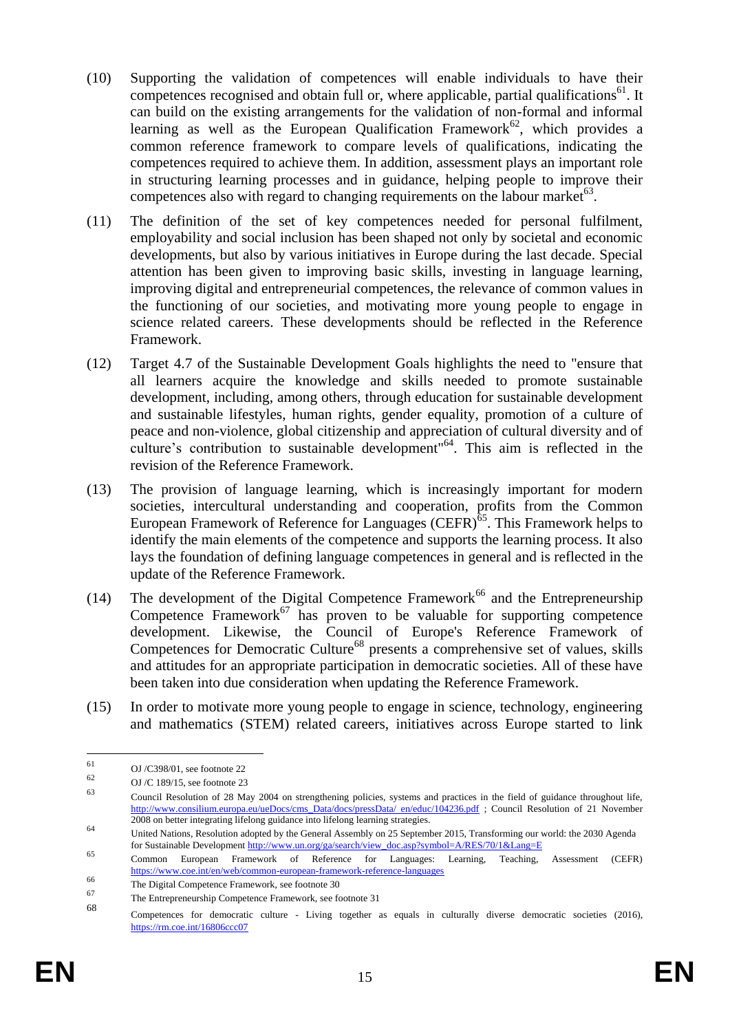(10) Supporting the validation of competences will enable individuals to have their competences recognised and obtain full or, where applicable, partial qualifications[61]. It can build on the existing arrangements for the validation of non-formal and informal learning as well as the European Qualification Framework[62], which provides a common reference framework to compare levels of qualifications, indicating the competences required to achieve them. In addition, assessment plays an important role in structuring learning processes and in guidance, helping people to improve their competences also with regard to changing requirements on the labour market[63].

(11) The definition of the set of key competences needed for personal fulfilment, employability and social inclusion has been shaped not only by societal and economic developments, but also by various initiatives in Europe during the last decade. Special attention has been given to improving basic skills, investing in language learning, improving digital and entrepreneurial competences, the relevance of common values in the functioning of our societies, and motivating more young people to engage in science related careers. These developments should be reflected in the Reference Framework.

(12) Target 4.7 of the Sustainable Development Goals highlights the need to "ensure that all learners acquire the knowledge and skills needed to promote sustainable development, including, among others, through education for sustainable development and sustainable lifestyles, human rights, gender equality, promotion of a culture of peace and non-violence, global citizenship and appreciation of cultural diversity and of culture's contribution to sustainable development"[64]. This aim is reflected in the revision of the Reference Framework.

(13) The provision of language learning, which is increasingly important for modern societies, intercultural understanding and cooperation, profits from the Common European Framework of Reference for Languages (CEFR)[65]. This Framework helps to identify the main elements of the competence and supports the learning process. It also lays the foundation of defining language competences in general and is reflected in the update of the Reference Framework.

(14) The development of the Digital Competence Framework[66] and the Entrepreneurship Competence Framework[67] has proven to be valuable for supporting competence development. Likewise, the Council of Europe's Reference Framework of Competences for Democratic Culture[68] presents a comprehensive set of values, skills and attitudes for an appropriate participation in democratic societies. All of these have been taken into due consideration when updating the Reference Framework.

(15) In order to motivate more young people to engage in science, technology, engineering and mathematics (STEM) related careers, initiatives across Europe started to link

---

[61] OJ /C398/01, see footnote 22

[62] OJ /C 189/15, see footnote 23

[63] Council Resolution of 28 May 2004 on strengthening policies, systems and practices in the field of guidance throughout life, http://www.consilium.europa.eu/ueDocs/cms_Data/docs/pressData/ en/educ/104236.pdf ; Council Resolution of 21 November 2008 on better integrating lifelong guidance into lifelong learning strategies.

[64] United Nations, Resolution adopted by the General Assembly on 25 September 2015, Transforming our world: the 2030 Agenda for Sustainable Development http://www.un.org/ga/search/view_doc.asp?symbol=A/RES/70/1&Lang=E

[65] Common European Framework of Reference for Languages: Learning, Teaching, Assessment (CEFR) https://www.coe.int/en/web/common-european-framework-reference-languages

[66] The Digital Competence Framework, see footnote 30

[67] The Entrepreneurship Competence Framework, see footnote 31

[68] Competences for democratic culture - Living together as equals in culturally diverse democratic societies (2016), https://rm.coe.int/16806ccc07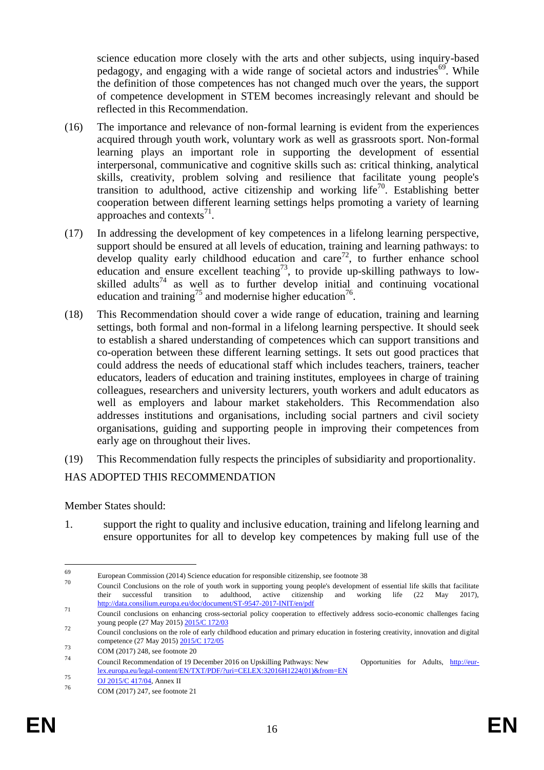science education more closely with the arts and other subjects, using inquiry-based pedagogy, and engaging with a wide range of societal actors and industries[69]. While the definition of those competences has not changed much over the years, the support of competence development in STEM becomes increasingly relevant and should be reflected in this Recommendation.

(16) The importance and relevance of non-formal learning is evident from the experiences acquired through youth work, voluntary work as well as grassroots sport. Non-formal learning plays an important role in supporting the development of essential interpersonal, communicative and cognitive skills such as: critical thinking, analytical skills, creativity, problem solving and resilience that facilitate young people's transition to adulthood, active citizenship and working life[70]. Establishing better cooperation between different learning settings helps promoting a variety of learning approaches and contexts[71].

(17) In addressing the development of key competences in a lifelong learning perspective, support should be ensured at all levels of education, training and learning pathways: to develop quality early childhood education and care[72], to further enhance school education and ensure excellent teaching[73], to provide up-skilling pathways to low-skilled adults[74] as well as to further develop initial and continuing vocational education and training[75] and modernise higher education[76].

(18) This Recommendation should cover a wide range of education, training and learning settings, both formal and non-formal in a lifelong learning perspective. It should seek to establish a shared understanding of competences which can support transitions and co-operation between these different learning settings. It sets out good practices that could address the needs of educational staff which includes teachers, trainers, teacher educators, leaders of education and training institutes, employees in charge of training colleagues, researchers and university lecturers, youth workers and adult educators as well as employers and labour market stakeholders. This Recommendation also addresses institutions and organisations, including social partners and civil society organisations, guiding and supporting people in improving their competences from early age on throughout their lives.

(19) This Recommendation fully respects the principles of subsidiarity and proportionality.

HAS ADOPTED THIS RECOMMENDATION

Member States should:

1. support the right to quality and inclusive education, training and lifelong learning and ensure opportunites for all to develop key competences by making full use of the

---

[69] European Commission (2014) Science education for responsible citizenship, see footnote 38

[70] Council Conclusions on the role of youth work in supporting young people's development of essential life skills that facilitate their successful transition to adulthood, active citizenship and working life (22 May 2017), http://data.consilium.europa.eu/doc/document/ST-9547-2017-INIT/en/pdf

[71] Council conclusions on enhancing cross-sectorial policy cooperation to effectively address socio-economic challenges facing young people (27 May 2015) 2015/C 172/03

[72] Council conclusions on the role of early childhood education and primary education in fostering creativity, innovation and digital competence (27 May 2015) 2015/C 172/05

[73] COM (2017) 248, see footnote 20

[74] Council Recommendation of 19 December 2016 on Upskilling Pathways: New Opportunities for Adults, http://eur-lex.europa.eu/legal-content/EN/TXT/PDF/?uri=CELEX:32016H1224(01)&from=EN

[75] OJ 2015/C 417/04, Annex II

[76] COM (2017) 247, see footnote 21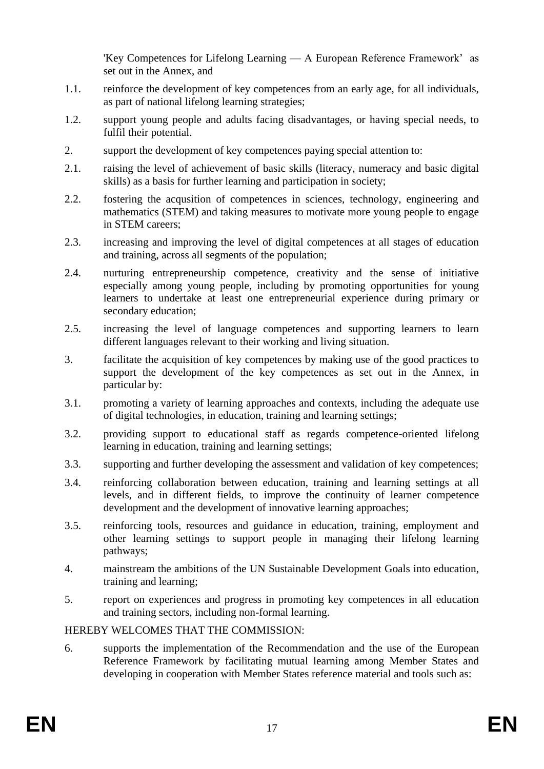'Key Competences for Lifelong Learning — A European Reference Framework' as set out in the Annex, and

1.1. reinforce the development of key competences from an early age, for all individuals, as part of national lifelong learning strategies;

1.2. support young people and adults facing disadvantages, or having special needs, to fulfil their potential.

2. support the development of key competences paying special attention to:

2.1. raising the level of achievement of basic skills (literacy, numeracy and basic digital skills) as a basis for further learning and participation in society;

2.2. fostering the acqusition of competences in sciences, technology, engineering and mathematics (STEM) and taking measures to motivate more young people to engage in STEM careers;

2.3. increasing and improving the level of digital competences at all stages of education and training, across all segments of the population;

2.4. nurturing entrepreneurship competence, creativity and the sense of initiative especially among young people, including by promoting opportunities for young learners to undertake at least one entrepreneurial experience during primary or secondary education;

2.5. increasing the level of language competences and supporting learners to learn different languages relevant to their working and living situation.

3. facilitate the acquisition of key competences by making use of the good practices to support the development of the key competences as set out in the Annex, in particular by:

3.1. promoting a variety of learning approaches and contexts, including the adequate use of digital technologies, in education, training and learning settings;

3.2. providing support to educational staff as regards competence-oriented lifelong learning in education, training and learning settings;

3.3. supporting and further developing the assessment and validation of key competences;

3.4. reinforcing collaboration between education, training and learning settings at all levels, and in different fields, to improve the continuity of learner competence development and the development of innovative learning approaches;

3.5. reinforcing tools, resources and guidance in education, training, employment and other learning settings to support people in managing their lifelong learning pathways;

4. mainstream the ambitions of the UN Sustainable Development Goals into education, training and learning;

5. report on experiences and progress in promoting key competences in all education and training sectors, including non-formal learning.

HEREBY WELCOMES THAT THE COMMISSION:

6. supports the implementation of the Recommendation and the use of the European Reference Framework by facilitating mutual learning among Member States and developing in cooperation with Member States reference material and tools such as: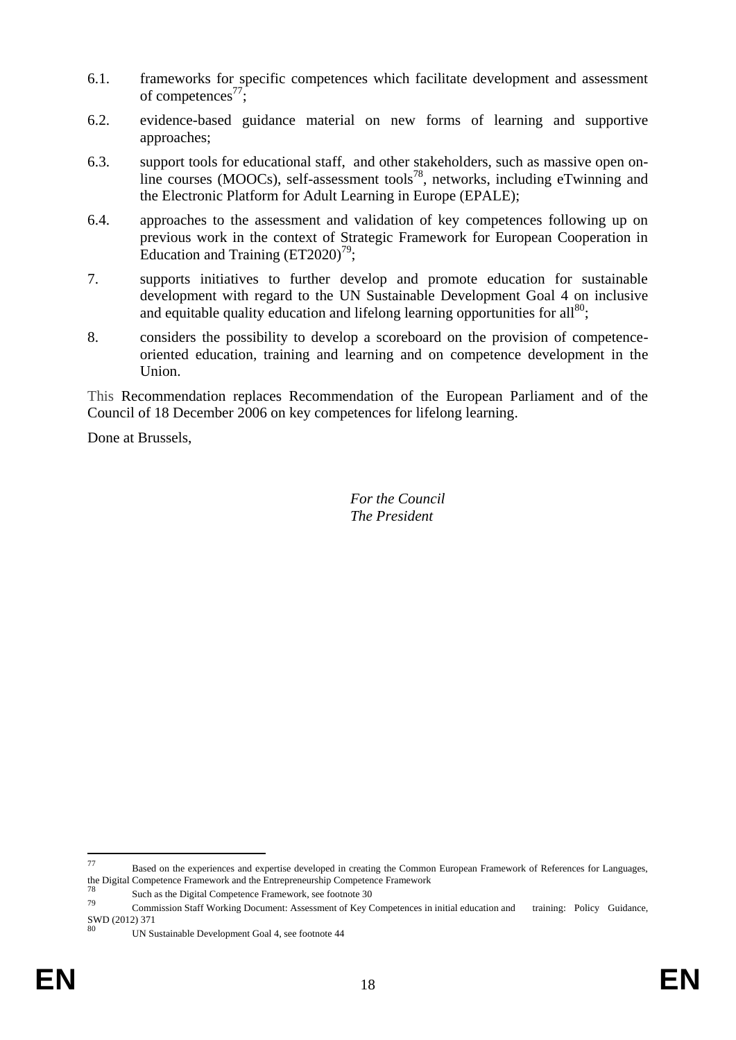6.1. frameworks for specific competences which facilitate development and assessment of competences[77];

6.2. evidence-based guidance material on new forms of learning and supportive approaches;

6.3. support tools for educational staff, and other stakeholders, such as massive open on-line courses (MOOCs), self-assessment tools[78], networks, including eTwinning and the Electronic Platform for Adult Learning in Europe (EPALE);

6.4. approaches to the assessment and validation of key competences following up on previous work in the context of Strategic Framework for European Cooperation in Education and Training (ET2020)[79];

7. supports initiatives to further develop and promote education for sustainable development with regard to the UN Sustainable Development Goal 4 on inclusive and equitable quality education and lifelong learning opportunities for all[80];

8. considers the possibility to develop a scoreboard on the provision of competence-oriented education, training and learning and on competence development in the Union.

This Recommendation replaces Recommendation of the European Parliament and of the Council of 18 December 2006 on key competences for lifelong learning.

Done at Brussels,

*For the Council*
*The President*

---

[77] Based on the experiences and expertise developed in creating the Common European Framework of References for Languages, the Digital Competence Framework and the Entrepreneurship Competence Framework

[78] Such as the Digital Competence Framework, see footnote 30

[79] Commission Staff Working Document: Assessment of Key Competences in initial education and training: Policy Guidance, SWD (2012) 371

[80] UN Sustainable Development Goal 4, see footnote 44